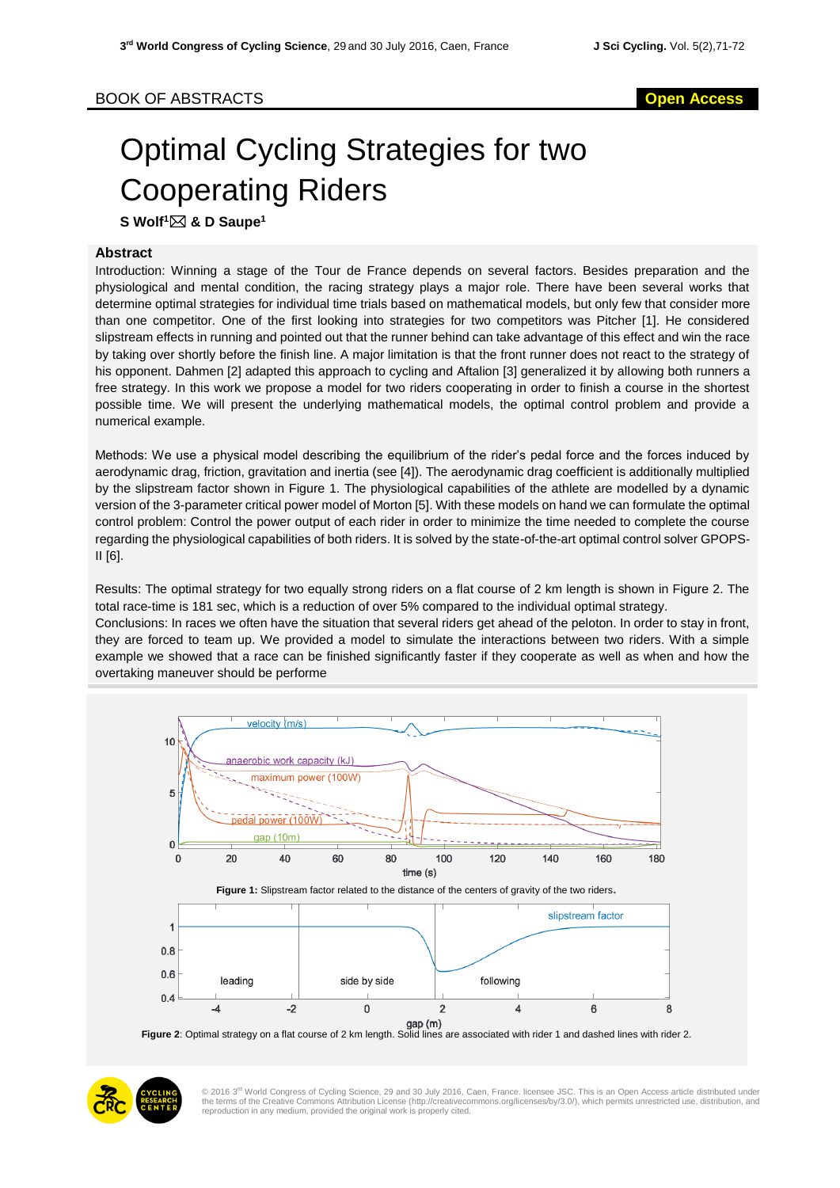BOOK OF ABSTRACTS

**Open Access**

# Optimal Cycling Strategies for two Cooperating Riders

**S Wolf[1] & D Saupe[1]**

## Abstract

Introduction: Winning a stage of the Tour de France depends on several factors. Besides preparation and the physiological and mental condition, the racing strategy plays a major role. There have been several works that determine optimal strategies for individual time trials based on mathematical models, but only few that consider more than one competitor. One of the first looking into strategies for two competitors was Pitcher [1]. He considered slipstream effects in running and pointed out that the runner behind can take advantage of this effect and win the race by taking over shortly before the finish line. A major limitation is that the front runner does not react to the strategy of his opponent. Dahmen [2] adapted this approach to cycling and Aftalion [3] generalized it by allowing both runners a free strategy. In this work we propose a model for two riders cooperating in order to finish a course in the shortest possible time. We will present the underlying mathematical models, the optimal control problem and provide a numerical example.

Methods: We use a physical model describing the equilibrium of the rider's pedal force and the forces induced by aerodynamic drag, friction, gravitation and inertia (see [4]). The aerodynamic drag coefficient is additionally multiplied by the slipstream factor shown in Figure 1. The physiological capabilities of the athlete are modelled by a dynamic version of the 3-parameter critical power model of Morton [5]. With these models on hand we can formulate the optimal control problem: Control the power output of each rider in order to minimize the time needed to complete the course regarding the physiological capabilities of both riders. It is solved by the state-of-the-art optimal control solver GPOPS-II [6].

Results: The optimal strategy for two equally strong riders on a flat course of 2 km length is shown in Figure 2. The total race-time is 181 sec, which is a reduction of over 5% compared to the individual optimal strategy.

Conclusions: In races we often have the situation that several riders get ahead of the peloton. In order to stay in front, they are forced to team up. We provided a model to simulate the interactions between two riders. With a simple example we showed that a race can be finished significantly faster if they cooperate as well as when and how the overtaking maneuver should be performe

**Figure 1:** Slipstream factor related to the distance of the centers of gravity of the two riders.

**Figure 2**: Optimal strategy on a flat course of 2 km length. Solid lines are associated with rider 1 and dashed lines with rider 2.

© 2016 3[rd] World Congress of Cycling Science, 29 and 30 July 2016, Caen, France. licensee JSC. This is an Open Access article distributed under the terms of the Creative Commons Attribution License (http://creativecommons.org/licenses/by/3.0/), which permits unrestricted use, distribution, and reproduction in any medium, provided the original work is properly cited.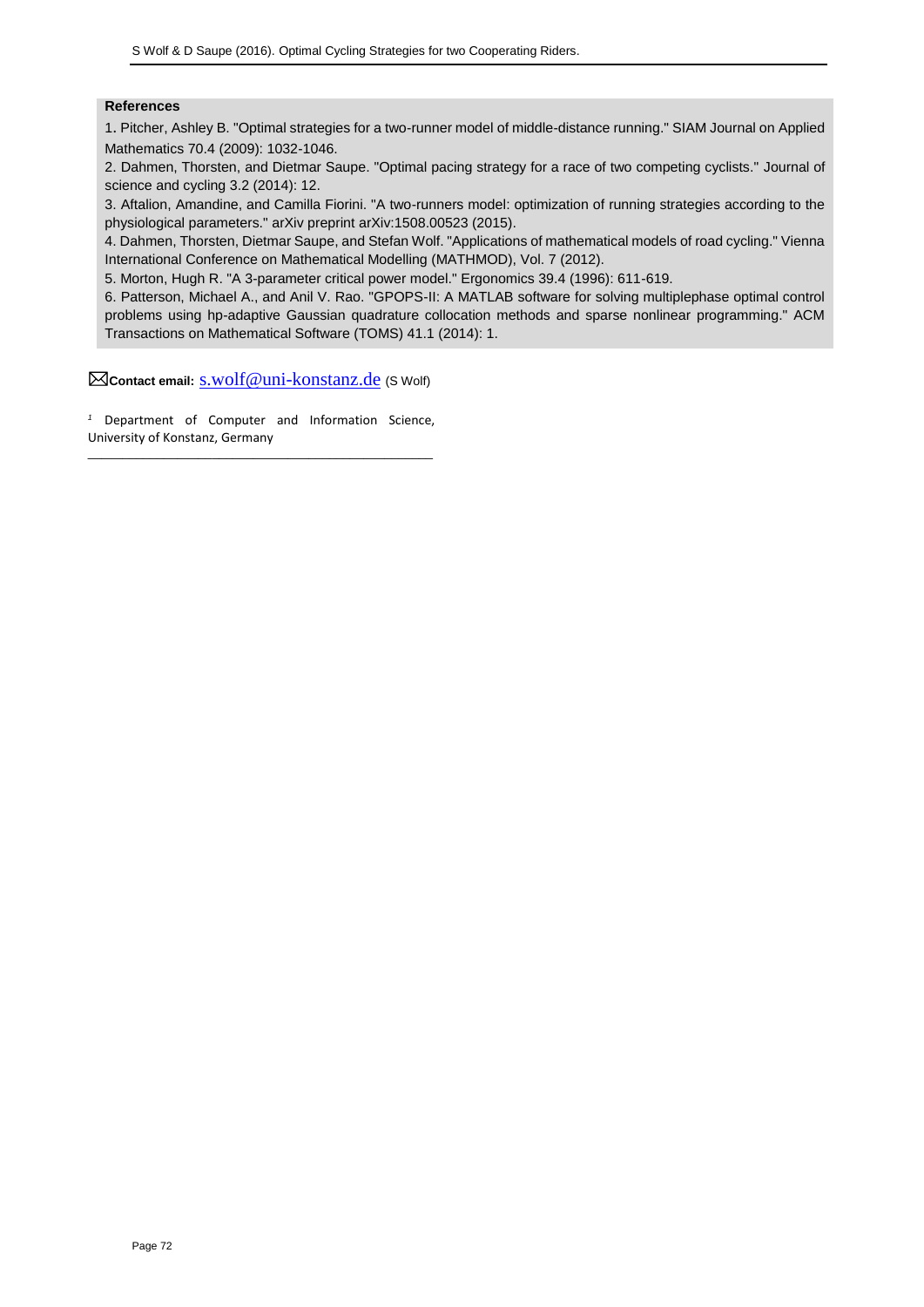### References

1. Pitcher, Ashley B. "Optimal strategies for a two-runner model of middle-distance running." SIAM Journal on Applied Mathematics 70.4 (2009): 1032-1046.

2. Dahmen, Thorsten, and Dietmar Saupe. "Optimal pacing strategy for a race of two competing cyclists." Journal of science and cycling 3.2 (2014): 12.

3. Aftalion, Amandine, and Camilla Fiorini. "A two-runners model: optimization of running strategies according to the physiological parameters." arXiv preprint arXiv:1508.00523 (2015).

4. Dahmen, Thorsten, Dietmar Saupe, and Stefan Wolf. "Applications of mathematical models of road cycling." Vienna International Conference on Mathematical Modelling (MATHMOD), Vol. 7 (2012).

5. Morton, Hugh R. "A 3-parameter critical power model." Ergonomics 39.4 (1996): 611-619.

6. Patterson, Michael A., and Anil V. Rao. "GPOPS-II: A MATLAB software for solving multiplephase optimal control problems using hp-adaptive Gaussian quadrature collocation methods and sparse nonlinear programming." ACM Transactions on Mathematical Software (TOMS) 41.1 (2014): 1.

✉**Contact email:** s.wolf@uni-konstanz.de (S Wolf)

[1] Department of Computer and Information Science, University of Konstanz, Germany